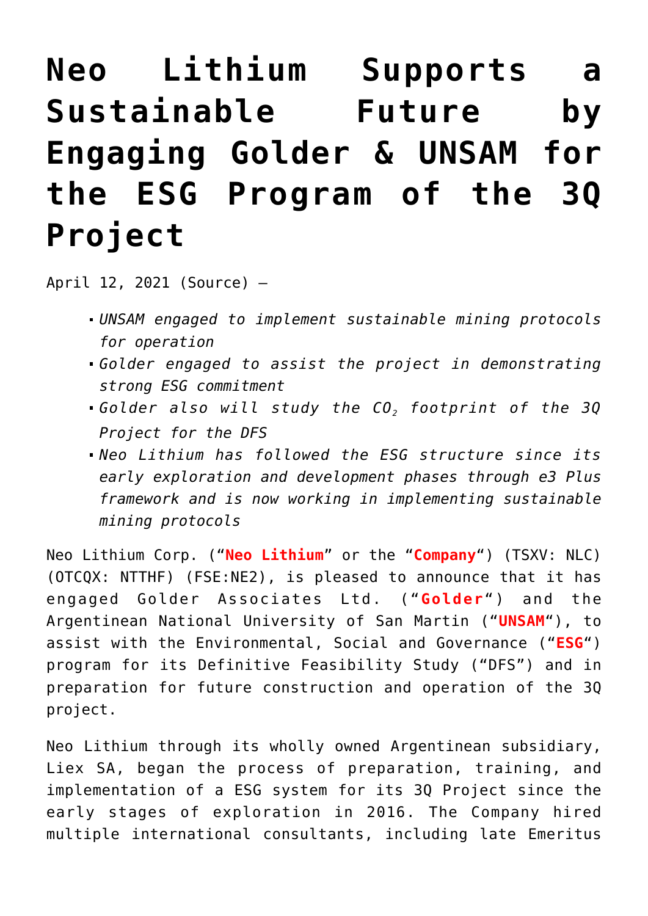# Neo Lithium Supports a Sustainable Future by Engaging Golder & UNSAM for the ESG Program of the 3Q Project

April 12, 2021 (Source) —

- *UNSAM engaged to implement sustainable mining protocols for operation*
- *Golder engaged to assist the project in demonstrating strong ESG commitment*
- *Golder also will study the $CO_2$ footprint of the 3Q Project for the DFS*
- *Neo Lithium has followed the ESG structure since its early exploration and development phases through e3 Plus framework and is now working in implementing sustainable mining protocols*

Neo Lithium Corp. ("**Neo Lithium**" or the "**Company**") (TSXV: NLC) (OTCQX: NTTHF) (FSE:NE2), is pleased to announce that it has engaged Golder Associates Ltd. ("**Golder**") and the Argentinean National University of San Martin ("**UNSAM**"), to assist with the Environmental, Social and Governance ("**ESG**") program for its Definitive Feasibility Study ("DFS") and in preparation for future construction and operation of the 3Q project.

Neo Lithium through its wholly owned Argentinean subsidiary, Liex SA, began the process of preparation, training, and implementation of a ESG system for its 3Q Project since the early stages of exploration in 2016. The Company hired multiple international consultants, including late Emeritus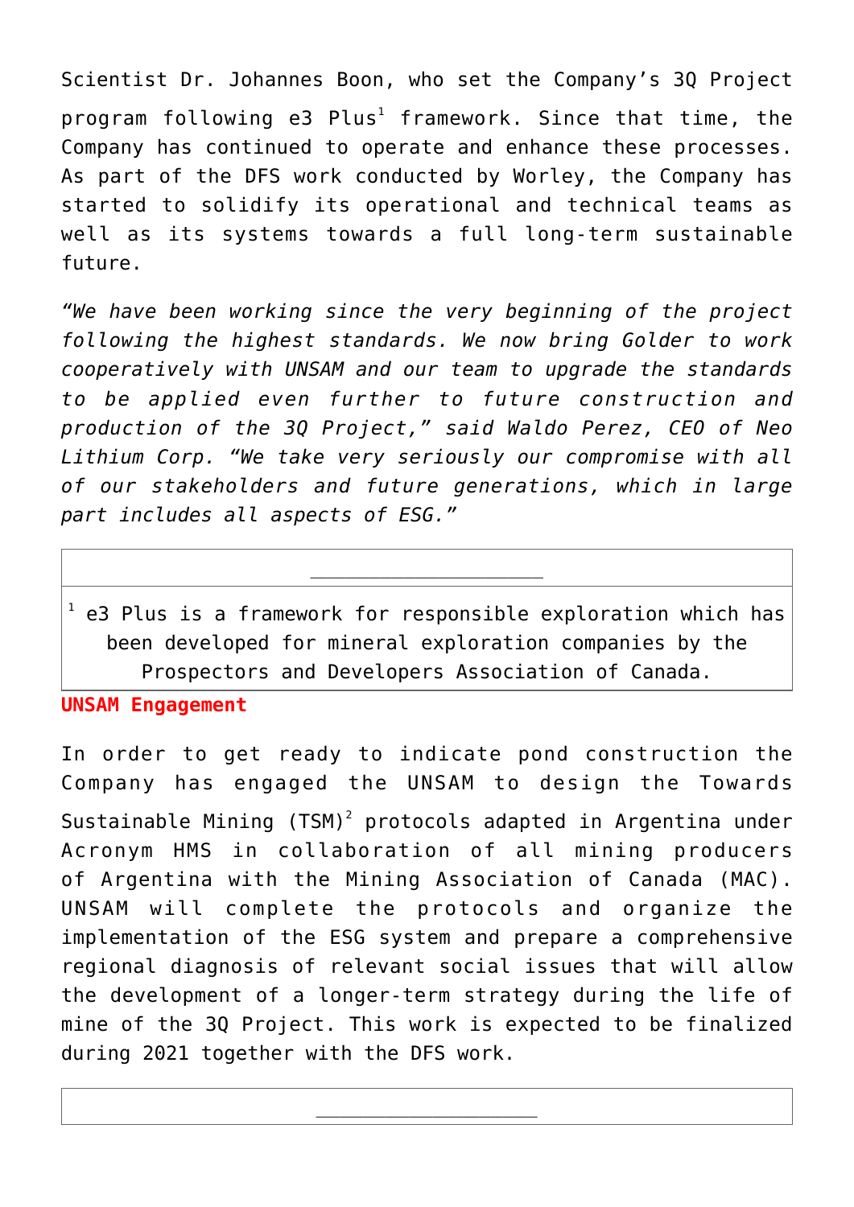Scientist Dr. Johannes Boon, who set the Company's 3Q Project program following e3 Plus[1] framework. Since that time, the Company has continued to operate and enhance these processes. As part of the DFS work conducted by Worley, the Company has started to solidify its operational and technical teams as well as its systems towards a full long-term sustainable future.

*"We have been working since the very beginning of the project following the highest standards. We now bring Golder to work cooperatively with UNSAM and our team to upgrade the standards to be applied even further to future construction and production of the 3Q Project," said Waldo Perez, CEO of Neo Lithium Corp. "We take very seriously our compromise with all of our stakeholders and future generations, which in large part includes all aspects of ESG."*

---

[1] e3 Plus is a framework for responsible exploration which has been developed for mineral exploration companies by the Prospectors and Developers Association of Canada.

**UNSAM Engagement**

In order to get ready to indicate pond construction the Company has engaged the UNSAM to design the Towards Sustainable Mining (TSM)[2] protocols adapted in Argentina under Acronym HMS in collaboration of all mining producers of Argentina with the Mining Association of Canada (MAC). UNSAM will complete the protocols and organize the implementation of the ESG system and prepare a comprehensive regional diagnosis of relevant social issues that will allow the development of a longer-term strategy during the life of mine of the 3Q Project. This work is expected to be finalized during 2021 together with the DFS work.

---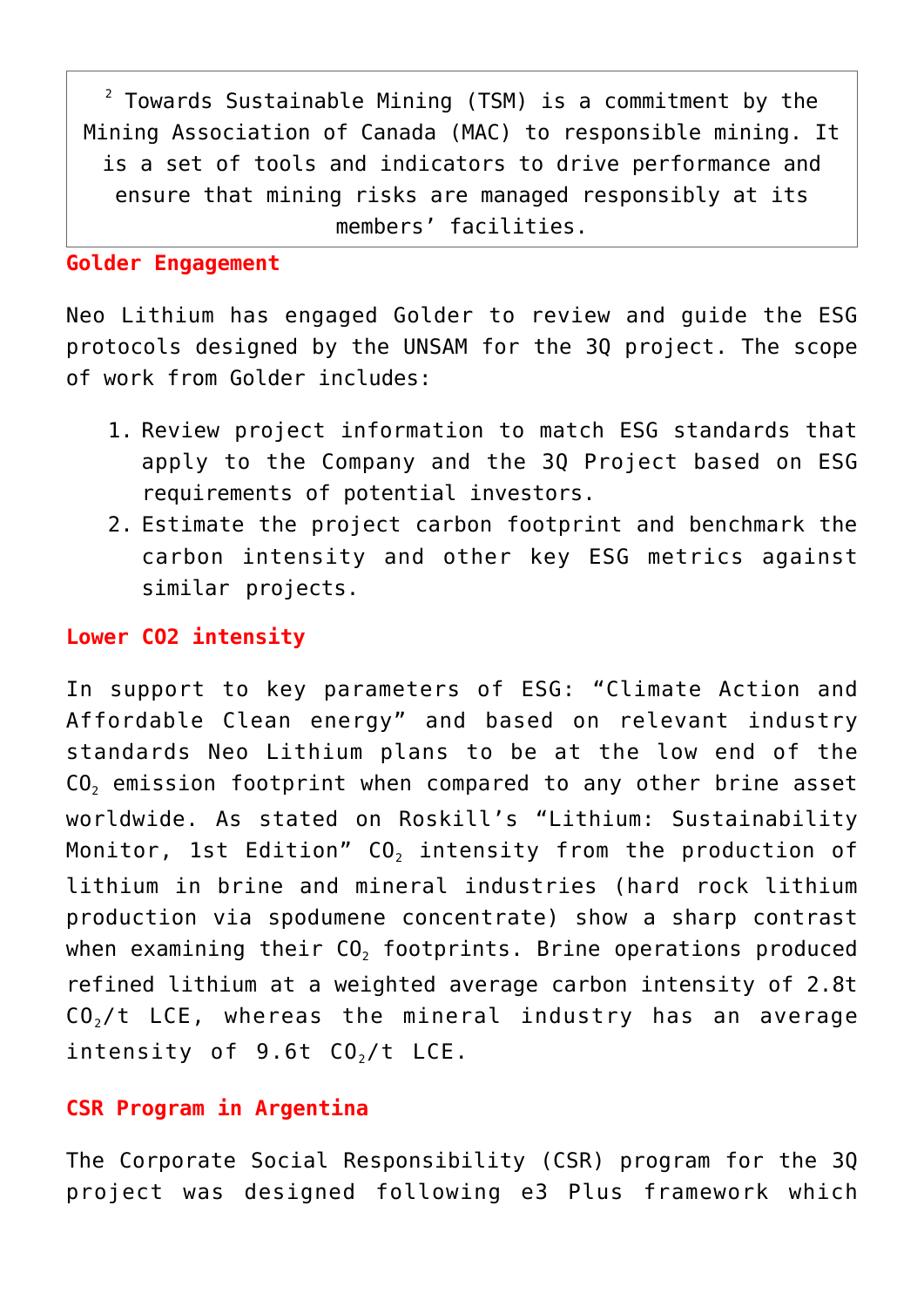[2] Towards Sustainable Mining (TSM) is a commitment by the Mining Association of Canada (MAC) to responsible mining. It is a set of tools and indicators to drive performance and ensure that mining risks are managed responsibly at its members' facilities.

**Golder Engagement**

Neo Lithium has engaged Golder to review and guide the ESG protocols designed by the UNSAM for the 3Q project. The scope of work from Golder includes:

1. Review project information to match ESG standards that apply to the Company and the 3Q Project based on ESG requirements of potential investors.
2. Estimate the project carbon footprint and benchmark the carbon intensity and other key ESG metrics against similar projects.

**Lower CO2 intensity**

In support to key parameters of ESG: "Climate Action and Affordable Clean energy" and based on relevant industry standards Neo Lithium plans to be at the low end of the $CO_2$ emission footprint when compared to any other brine asset worldwide. As stated on Roskill's "Lithium: Sustainability Monitor, 1st Edition" $CO_2$ intensity from the production of lithium in brine and mineral industries (hard rock lithium production via spodumene concentrate) show a sharp contrast when examining their $CO_2$ footprints. Brine operations produced refined lithium at a weighted average carbon intensity of 2.8t $CO_2$/t LCE, whereas the mineral industry has an average intensity of 9.6t $CO_2$/t LCE.

**CSR Program in Argentina**

The Corporate Social Responsibility (CSR) program for the 3Q project was designed following e3 Plus framework which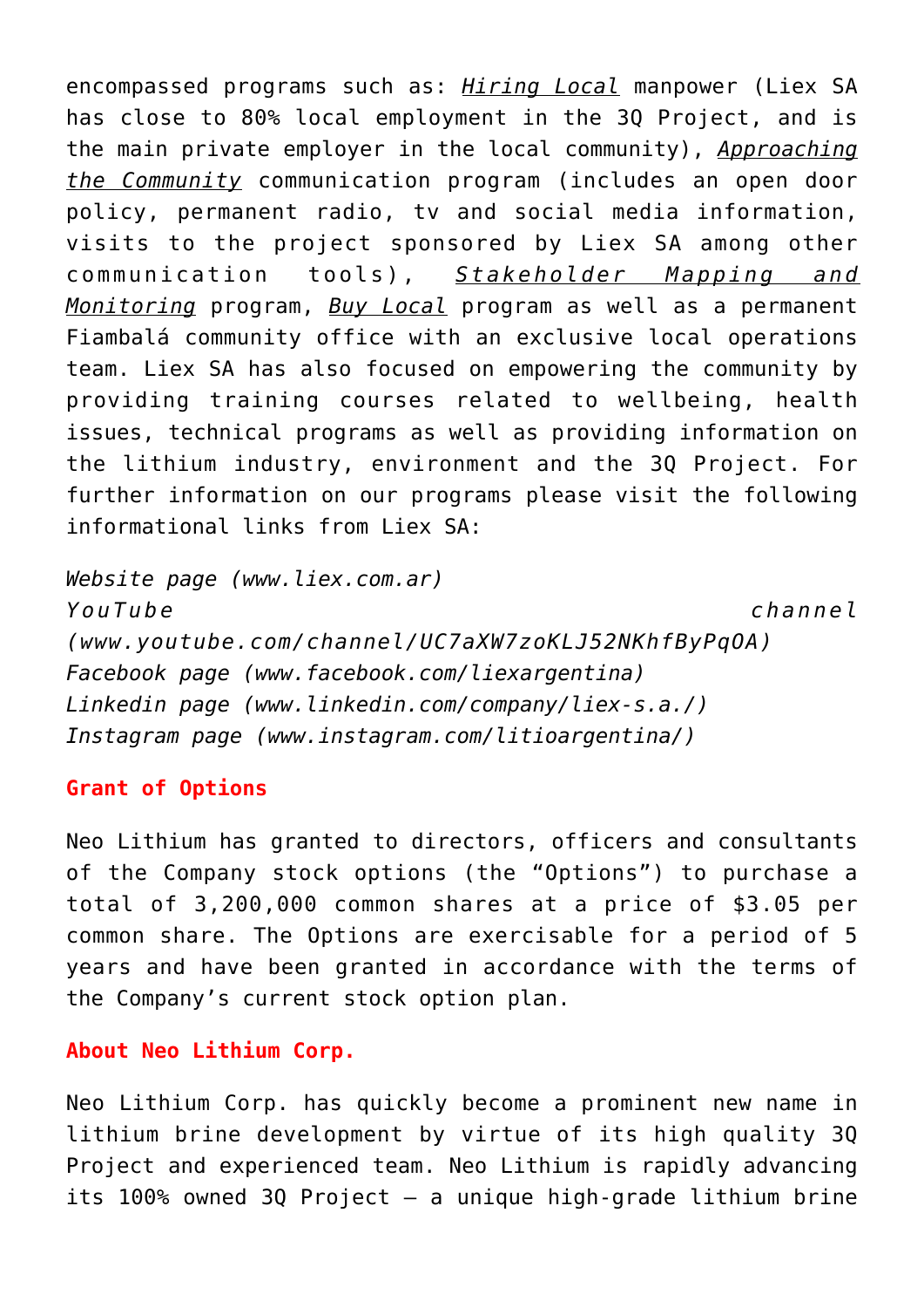encompassed programs such as: *Hiring Local* manpower (Liex SA has close to 80% local employment in the 3Q Project, and is the main private employer in the local community), *Approaching the Community* communication program (includes an open door policy, permanent radio, tv and social media information, visits to the project sponsored by Liex SA among other communication tools), *Stakeholder Mapping and Monitoring* program, *Buy Local* program as well as a permanent Fiambalá community office with an exclusive local operations team. Liex SA has also focused on empowering the community by providing training courses related to wellbeing, health issues, technical programs as well as providing information on the lithium industry, environment and the 3Q Project. For further information on our programs please visit the following informational links from Liex SA:

*Website page (www.liex.com.ar)*
*YouTube channel (www.youtube.com/channel/UC7aXW7zoKLJ52NKhfByPqOA)*
*Facebook page (www.facebook.com/liexargentina)*
*Linkedin page (www.linkedin.com/company/liex-s.a./)*
*Instagram page (www.instagram.com/litioargentina/)*

**Grant of Options**

Neo Lithium has granted to directors, officers and consultants of the Company stock options (the "Options") to purchase a total of 3,200,000 common shares at a price of $3.05 per common share. The Options are exercisable for a period of 5 years and have been granted in accordance with the terms of the Company's current stock option plan.

**About Neo Lithium Corp.**

Neo Lithium Corp. has quickly become a prominent new name in lithium brine development by virtue of its high quality 3Q Project and experienced team. Neo Lithium is rapidly advancing its 100% owned 3Q Project – a unique high-grade lithium brine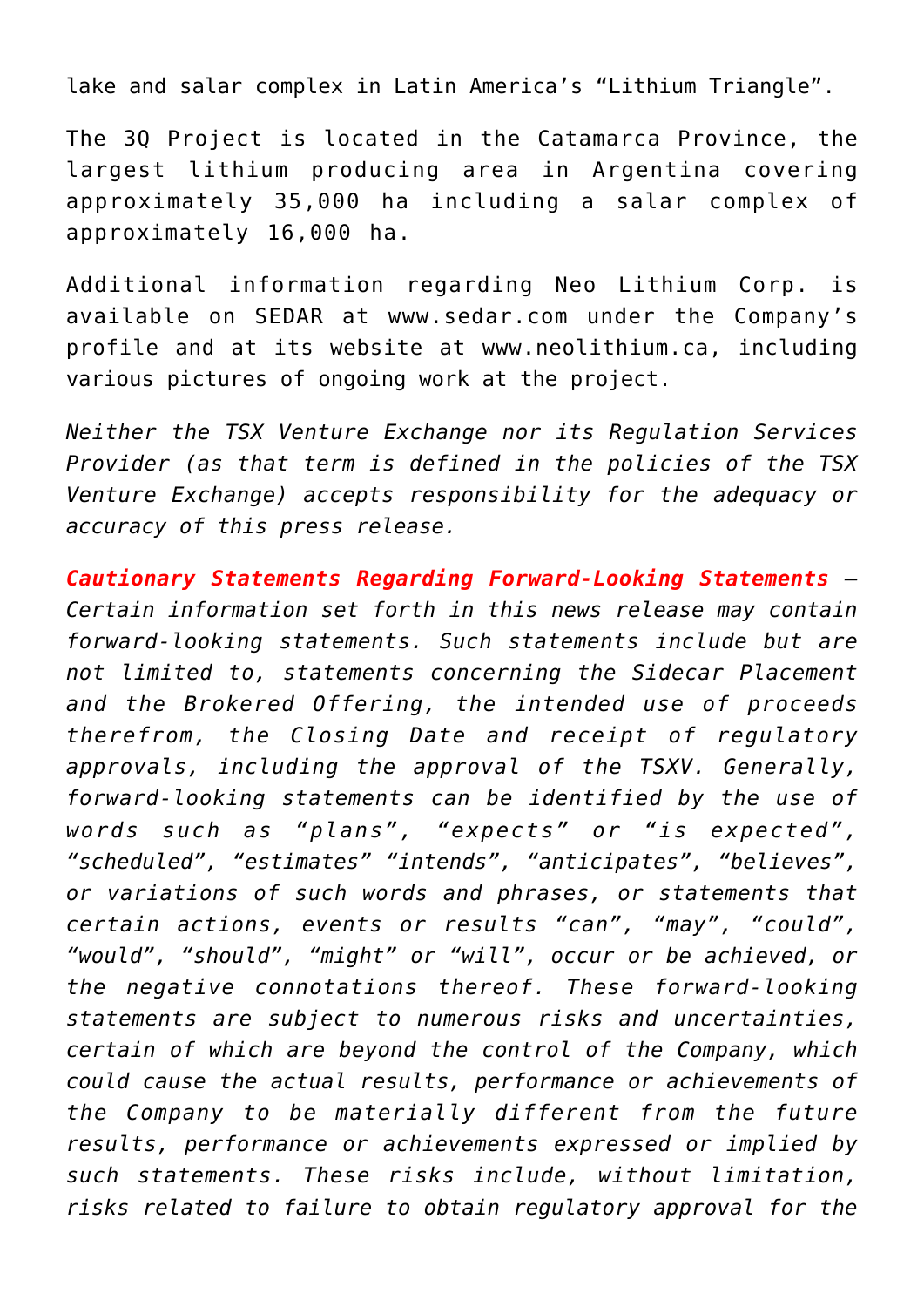lake and salar complex in Latin America's "Lithium Triangle".

The 3Q Project is located in the Catamarca Province, the largest lithium producing area in Argentina covering approximately 35,000 ha including a salar complex of approximately 16,000 ha.

Additional information regarding Neo Lithium Corp. is available on SEDAR at www.sedar.com under the Company's profile and at its website at www.neolithium.ca, including various pictures of ongoing work at the project.

*Neither the TSX Venture Exchange nor its Regulation Services Provider (as that term is defined in the policies of the TSX Venture Exchange) accepts responsibility for the adequacy or accuracy of this press release.*

***Cautionary Statements Regarding Forward-Looking Statements*** *– Certain information set forth in this news release may contain forward-looking statements. Such statements include but are not limited to, statements concerning the Sidecar Placement and the Brokered Offering, the intended use of proceeds therefrom, the Closing Date and receipt of regulatory approvals, including the approval of the TSXV. Generally, forward-looking statements can be identified by the use of words such as "plans", "expects" or "is expected", "scheduled", "estimates" "intends", "anticipates", "believes", or variations of such words and phrases, or statements that certain actions, events or results "can", "may", "could", "would", "should", "might" or "will", occur or be achieved, or the negative connotations thereof. These forward-looking statements are subject to numerous risks and uncertainties, certain of which are beyond the control of the Company, which could cause the actual results, performance or achievements of the Company to be materially different from the future results, performance or achievements expressed or implied by such statements. These risks include, without limitation, risks related to failure to obtain regulatory approval for the*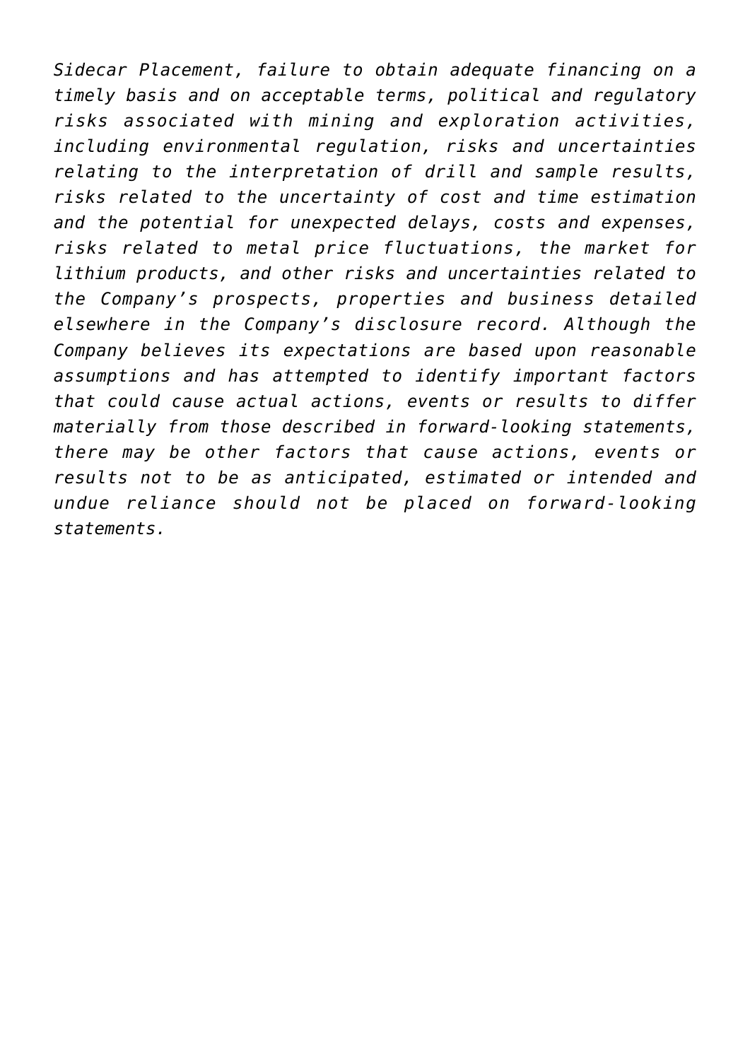*Sidecar Placement, failure to obtain adequate financing on a timely basis and on acceptable terms, political and regulatory risks associated with mining and exploration activities, including environmental regulation, risks and uncertainties relating to the interpretation of drill and sample results, risks related to the uncertainty of cost and time estimation and the potential for unexpected delays, costs and expenses, risks related to metal price fluctuations, the market for lithium products, and other risks and uncertainties related to the Company's prospects, properties and business detailed elsewhere in the Company's disclosure record. Although the Company believes its expectations are based upon reasonable assumptions and has attempted to identify important factors that could cause actual actions, events or results to differ materially from those described in forward-looking statements, there may be other factors that cause actions, events or results not to be as anticipated, estimated or intended and undue reliance should not be placed on forward-looking statements.*